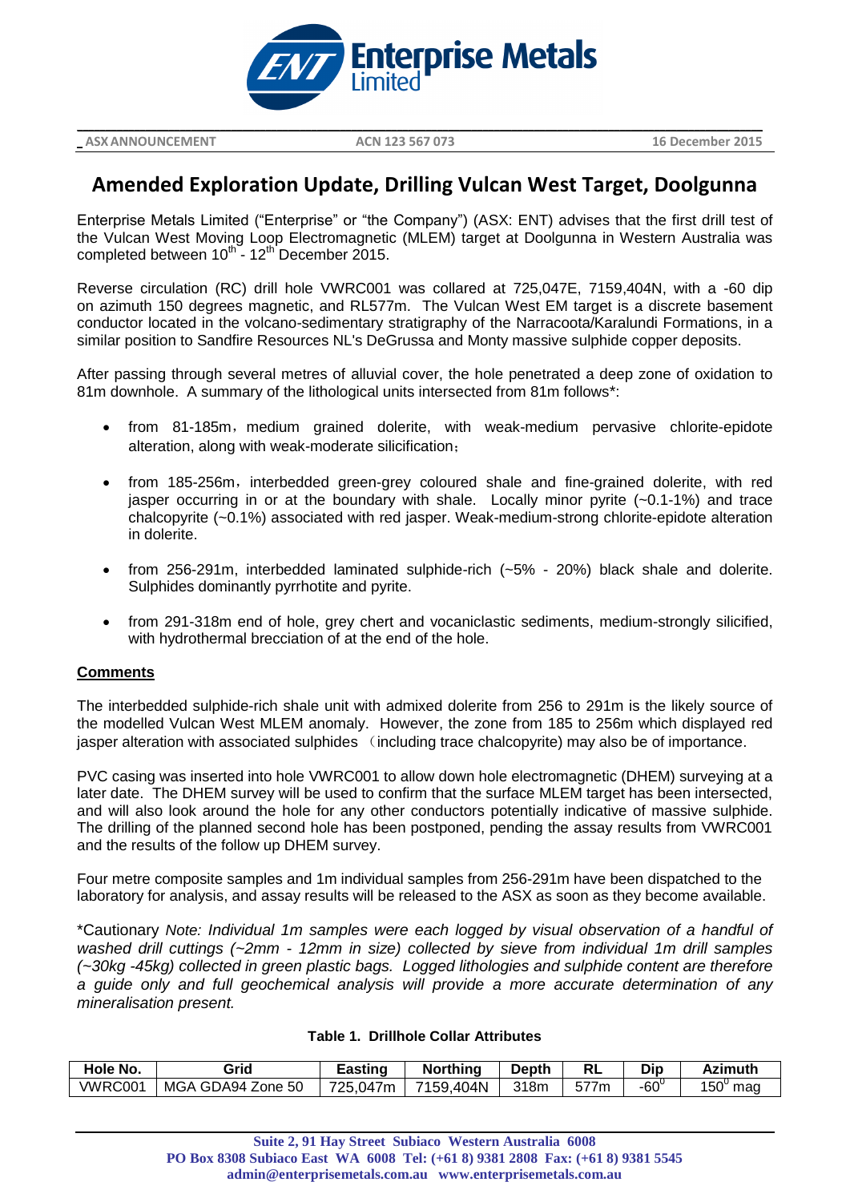Enterprise Metals Limited

ASX ANNOUNCEMENT ACN 123 567 073 16 December 2015

# Amended Exploration Update, Drilling Vulcan West Target, Doolgunna

Enterprise Metals Limited ("Enterprise" or "the Company") (ASX: ENT) advises that the first drill test of the Vulcan West Moving Loop Electromagnetic (MLEM) target at Doolgunna in Western Australia was completed between 10th - 12th December 2015.

Reverse circulation (RC) drill hole VWRC001 was collared at 725,047E, 7159,404N, with a -60 dip on azimuth 150 degrees magnetic, and RL577m. The Vulcan West EM target is a discrete basement conductor located in the volcano-sedimentary stratigraphy of the Narracoota/Karalundi Formations, in a similar position to Sandfire Resources NL's DeGrussa and Monty massive sulphide copper deposits.

After passing through several metres of alluvial cover, the hole penetrated a deep zone of oxidation to 81m downhole. A summary of the lithological units intersected from 81m follows*:

- from 81-185m，medium grained dolerite, with weak-medium pervasive chlorite-epidote alteration, along with weak-moderate silicification；
- from 185-256m，interbedded green-grey coloured shale and fine-grained dolerite, with red jasper occurring in or at the boundary with shale. Locally minor pyrite (~0.1-1%) and trace chalcopyrite (~0.1%) associated with red jasper. Weak-medium-strong chlorite-epidote alteration in dolerite.
- from 256-291m, interbedded laminated sulphide-rich (~5% - 20%) black shale and dolerite. Sulphides dominantly pyrrhotite and pyrite.
- from 291-318m end of hole, grey chert and vocaniclastic sediments, medium-strongly silicified, with hydrothermal brecciation of at the end of the hole.

**Comments**

The interbedded sulphide-rich shale unit with admixed dolerite from 256 to 291m is the likely source of the modelled Vulcan West MLEM anomaly. However, the zone from 185 to 256m which displayed red jasper alteration with associated sulphides （including trace chalcopyrite) may also be of importance.

PVC casing was inserted into hole VWRC001 to allow down hole electromagnetic (DHEM) surveying at a later date. The DHEM survey will be used to confirm that the surface MLEM target has been intersected, and will also look around the hole for any other conductors potentially indicative of massive sulphide. The drilling of the planned second hole has been postponed, pending the assay results from VWRC001 and the results of the follow up DHEM survey.

Four metre composite samples and 1m individual samples from 256-291m have been dispatched to the laboratory for analysis, and assay results will be released to the ASX as soon as they become available.

*Cautionary *Note: Individual 1m samples were each logged by visual observation of a handful of washed drill cuttings (~2mm - 12mm in size) collected by sieve from individual 1m drill samples (~30kg -45kg) collected in green plastic bags. Logged lithologies and sulphide content are therefore a guide only and full geochemical analysis will provide a more accurate determination of any mineralisation present.*

**Table 1. Drillhole Collar Attributes**

| Hole No. | Grid | Easting | Northing | Depth | RL | Dip | Azimuth |
|---|---|---|---|---|---|---|---|
| VWRC001 | MGA GDA94 Zone 50 | 725,047m | 7159,404N | 318m | 577m | $-60^0$ | $150^0$ mag |

Suite 2, 91 Hay Street Subiaco Western Australia 6008
PO Box 8308 Subiaco East WA 6008 Tel: (+61 8) 9381 2808 Fax: (+61 8) 9381 5545
admin@enterprisemetals.com.au www.enterprisemetals.com.au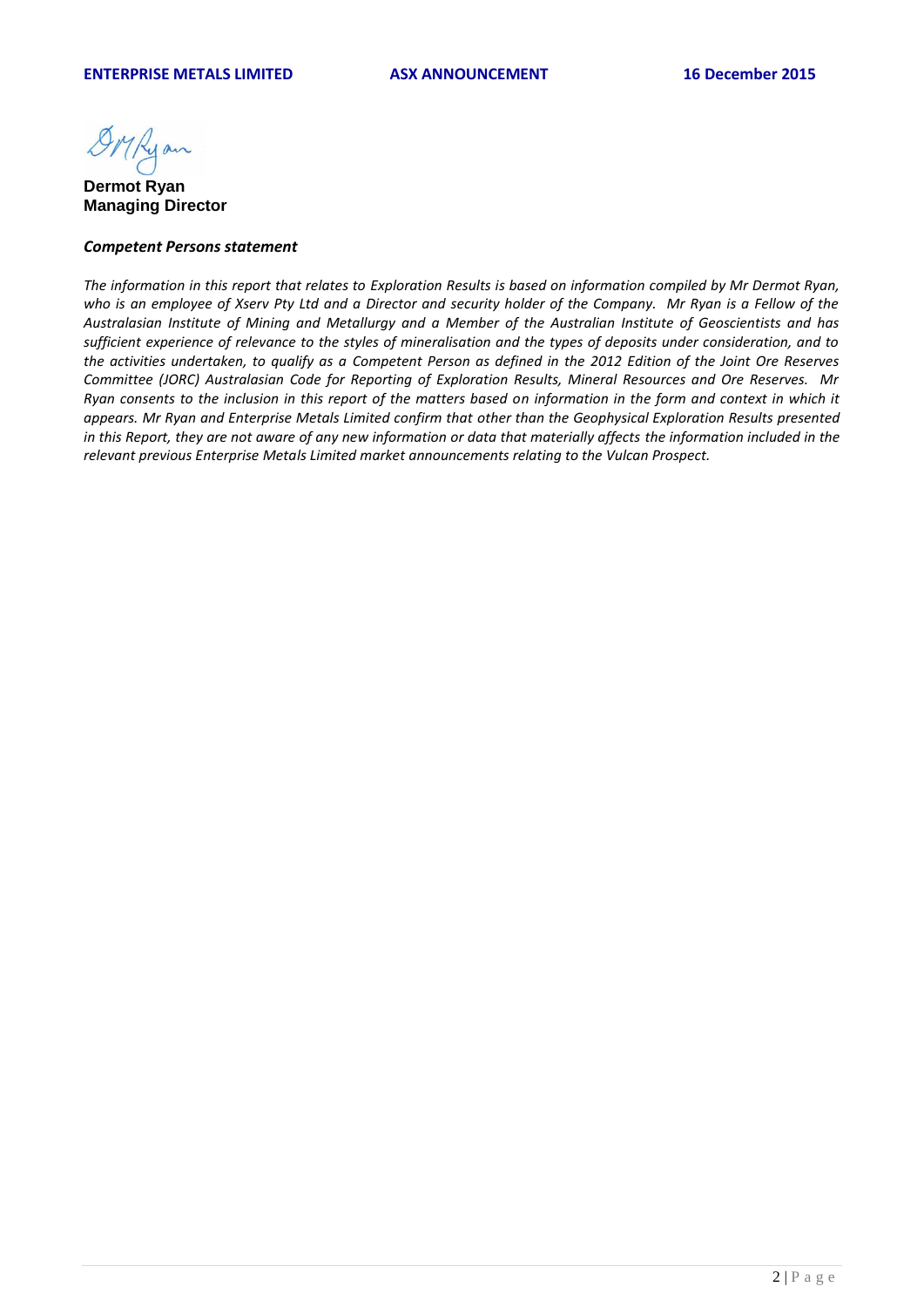**Dermot Ryan**
**Managing Director**

***Competent Persons statement***

*The information in this report that relates to Exploration Results is based on information compiled by Mr Dermot Ryan, who is an employee of Xserv Pty Ltd and a Director and security holder of the Company. Mr Ryan is a Fellow of the Australasian Institute of Mining and Metallurgy and a Member of the Australian Institute of Geoscientists and has sufficient experience of relevance to the styles of mineralisation and the types of deposits under consideration, and to the activities undertaken, to qualify as a Competent Person as defined in the 2012 Edition of the Joint Ore Reserves Committee (JORC) Australasian Code for Reporting of Exploration Results, Mineral Resources and Ore Reserves. Mr Ryan consents to the inclusion in this report of the matters based on information in the form and context in which it appears. Mr Ryan and Enterprise Metals Limited confirm that other than the Geophysical Exploration Results presented in this Report, they are not aware of any new information or data that materially affects the information included in the relevant previous Enterprise Metals Limited market announcements relating to the Vulcan Prospect.*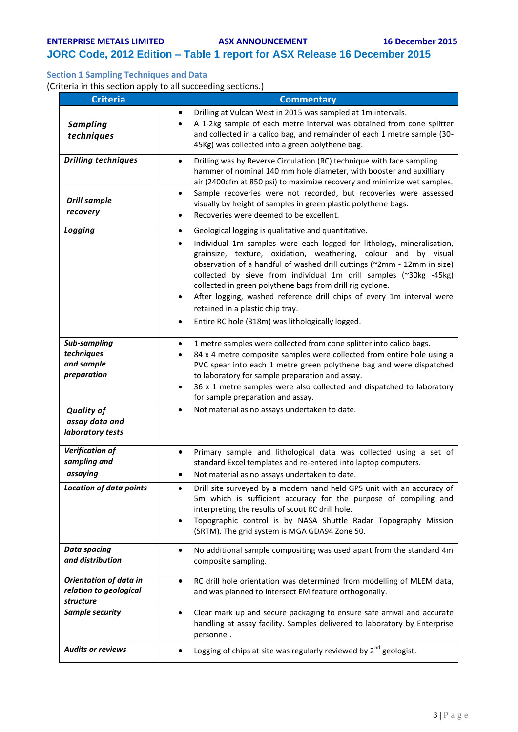**ENTERPRISE METALS LIMITED ASX ANNOUNCEMENT 16 December 2015**

## JORC Code, 2012 Edition – Table 1 report for ASX Release 16 December 2015

### Section 1 Sampling Techniques and Data

(Criteria in this section apply to all succeeding sections.)

| Criteria | Commentary |
|---|---|
| ***Sampling techniques*** | • Drilling at Vulcan West in 2015 was sampled at 1m intervals.<br>• A 1-2kg sample of each metre interval was obtained from cone splitter and collected in a calico bag, and remainder of each 1 metre sample (30-45Kg) was collected into a green polythene bag. |
| ***Drilling techniques*** | • Drilling was by Reverse Circulation (RC) technique with face sampling hammer of nominal 140 mm hole diameter, with booster and auxilliary air (2400cfm at 850 psi) to maximize recovery and minimize wet samples. |
| ***Drill sample recovery*** | • Sample recoveries were not recorded, but recoveries were assessed visually by height of samples in green plastic polythene bags.<br>• Recoveries were deemed to be excellent. |
| ***Logging*** | • Geological logging is qualitative and quantitative.<br>• Individual 1m samples were each logged for lithology, mineralisation, grainsize, texture, oxidation, weathering, colour and by visual observation of a handful of washed drill cuttings (~2mm - 12mm in size) collected by sieve from individual 1m drill samples (~30kg -45kg) collected in green polythene bags from drill rig cyclone.<br>• After logging, washed reference drill chips of every 1m interval were retained in a plastic chip tray.<br>• Entire RC hole (318m) was lithologically logged. |
| ***Sub-sampling techniques and sample preparation*** | • 1 metre samples were collected from cone splitter into calico bags.<br>• 84 x 4 metre composite samples were collected from entire hole using a PVC spear into each 1 metre green polythene bag and were dispatched to laboratory for sample preparation and assay.<br>• 36 x 1 metre samples were also collected and dispatched to laboratory for sample preparation and assay. |
| ***Quality of assay data and laboratory tests*** | • Not material as no assays undertaken to date. |
| ***Verification of sampling and assaying*** | • Primary sample and lithological data was collected using a set of standard Excel templates and re-entered into laptop computers.<br>• Not material as no assays undertaken to date. |
| ***Location of data points*** | • Drill site surveyed by a modern hand held GPS unit with an accuracy of 5m which is sufficient accuracy for the purpose of compiling and interpreting the results of scout RC drill hole.<br>• Topographic control is by NASA Shuttle Radar Topography Mission (SRTM). The grid system is MGA GDA94 Zone 50. |
| ***Data spacing and distribution*** | • No additional sample compositing was used apart from the standard 4m composite sampling. |
| ***Orientation of data in relation to geological structure*** | • RC drill hole orientation was determined from modelling of MLEM data, and was planned to intersect EM feature orthogonally. |
| ***Sample security*** | • Clear mark up and secure packaging to ensure safe arrival and accurate handling at assay facility. Samples delivered to laboratory by Enterprise personnel. |
| ***Audits or reviews*** | • Logging of chips at site was regularly reviewed by 2nd geologist. |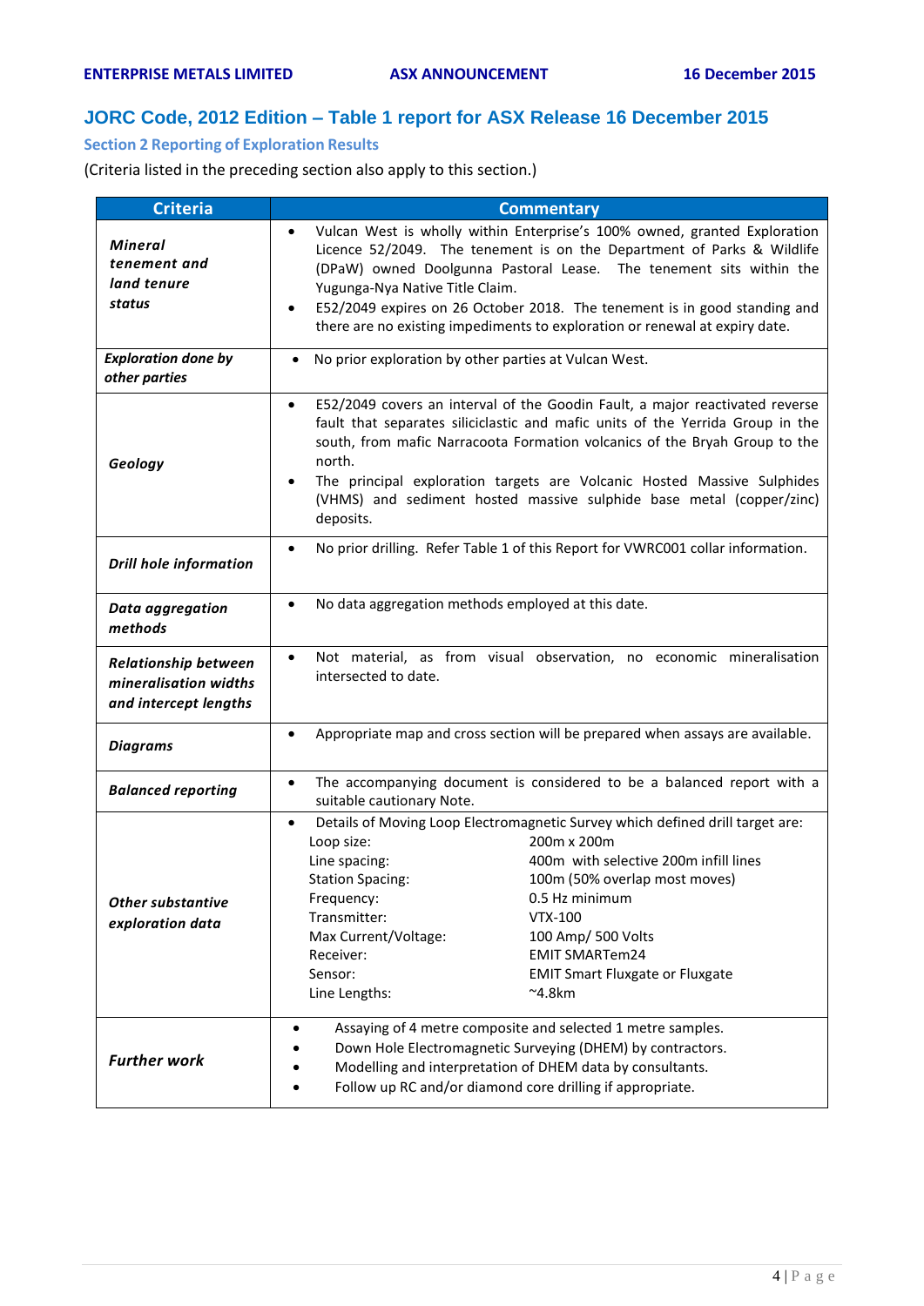## JORC Code, 2012 Edition – Table 1 report for ASX Release 16 December 2015

### Section 2 Reporting of Exploration Results

(Criteria listed in the preceding section also apply to this section.)

| Criteria | Commentary |
|---|---|
| ***Mineral tenement and land tenure status*** | • Vulcan West is wholly within Enterprise's 100% owned, granted Exploration Licence 52/2049. The tenement is on the Department of Parks & Wildlife (DPaW) owned Doolgunna Pastoral Lease. The tenement sits within the Yugunga-Nya Native Title Claim.<br>• E52/2049 expires on 26 October 2018. The tenement is in good standing and there are no existing impediments to exploration or renewal at expiry date. |
| ***Exploration done by other parties*** | • No prior exploration by other parties at Vulcan West. |
| ***Geology*** | • E52/2049 covers an interval of the Goodin Fault, a major reactivated reverse fault that separates siliciclastic and mafic units of the Yerrida Group in the south, from mafic Narracoota Formation volcanics of the Bryah Group to the north.<br>• The principal exploration targets are Volcanic Hosted Massive Sulphides (VHMS) and sediment hosted massive sulphide base metal (copper/zinc) deposits. |
| ***Drill hole information*** | • No prior drilling. Refer Table 1 of this Report for VWRC001 collar information. |
| ***Data aggregation methods*** | • No data aggregation methods employed at this date. |
| ***Relationship between mineralisation widths and intercept lengths*** | • Not material, as from visual observation, no economic mineralisation intersected to date. |
| ***Diagrams*** | • Appropriate map and cross section will be prepared when assays are available. |
| ***Balanced reporting*** | • The accompanying document is considered to be a balanced report with a suitable cautionary Note. |
| ***Other substantive exploration data*** | • Details of Moving Loop Electromagnetic Survey which defined drill target are:<br>Loop size: 200m x 200m<br>Line spacing: 400m with selective 200m infill lines<br>Station Spacing: 100m (50% overlap most moves)<br>Frequency: 0.5 Hz minimum<br>Transmitter: VTX-100<br>Max Current/Voltage: 100 Amp/ 500 Volts<br>Receiver: EMIT SMARTem24<br>Sensor: EMIT Smart Fluxgate or Fluxgate<br>Line Lengths: ~4.8km |
| ***Further work*** | • Assaying of 4 metre composite and selected 1 metre samples.<br>• Down Hole Electromagnetic Surveying (DHEM) by contractors.<br>• Modelling and interpretation of DHEM data by consultants.<br>• Follow up RC and/or diamond core drilling if appropriate. |